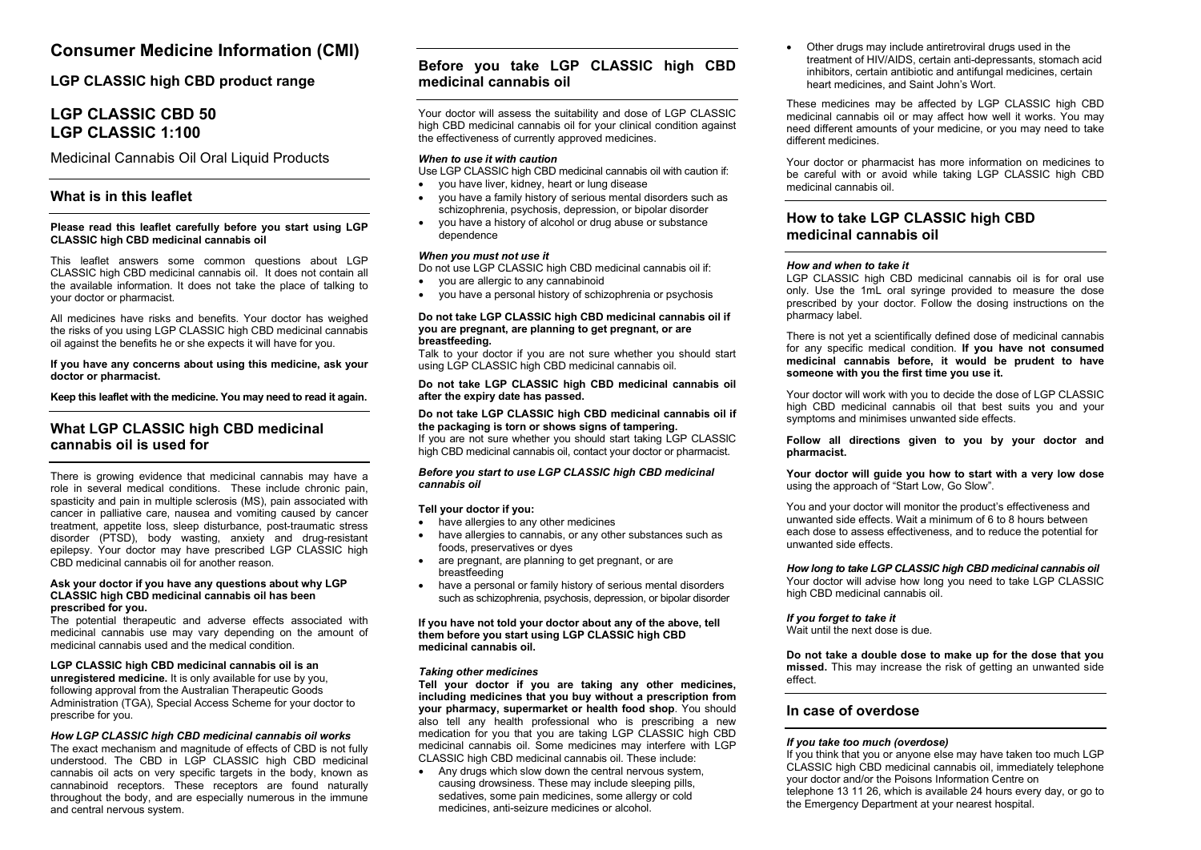# Consumer Medicine Information (CMI)

## LGP CLASSIC high CBD product range

## LGP CLASSIC CBD 50
## LGP CLASSIC 1:100

Medicinal Cannabis Oil Oral Liquid Products

## What is in this leaflet

**Please read this leaflet carefully before you start using LGP CLASSIC high CBD medicinal cannabis oil**

This leaflet answers some common questions about LGP CLASSIC high CBD medicinal cannabis oil. It does not contain all the available information. It does not take the place of talking to your doctor or pharmacist.

All medicines have risks and benefits. Your doctor has weighed the risks of you using LGP CLASSIC high CBD medicinal cannabis oil against the benefits he or she expects it will have for you.

**If you have any concerns about using this medicine, ask your doctor or pharmacist.**

**Keep this leaflet with the medicine. You may need to read it again.**

## What LGP CLASSIC high CBD medicinal cannabis oil is used for

There is growing evidence that medicinal cannabis may have a role in several medical conditions. These include chronic pain, spasticity and pain in multiple sclerosis (MS), pain associated with cancer in palliative care, nausea and vomiting caused by cancer treatment, appetite loss, sleep disturbance, post-traumatic stress disorder (PTSD), body wasting, anxiety and drug-resistant epilepsy. Your doctor may have prescribed LGP CLASSIC high CBD medicinal cannabis oil for another reason.

**Ask your doctor if you have any questions about why LGP CLASSIC high CBD medicinal cannabis oil has been prescribed for you.**

The potential therapeutic and adverse effects associated with medicinal cannabis use may vary depending on the amount of medicinal cannabis used and the medical condition.

**LGP CLASSIC high CBD medicinal cannabis oil is an unregistered medicine.** It is only available for use by you, following approval from the Australian Therapeutic Goods Administration (TGA), Special Access Scheme for your doctor to prescribe for you.

***How LGP CLASSIC high CBD medicinal cannabis oil works***

The exact mechanism and magnitude of effects of CBD is not fully understood. The CBD in LGP CLASSIC high CBD medicinal cannabis oil acts on very specific targets in the body, known as cannabinoid receptors. These receptors are found naturally throughout the body, and are especially numerous in the immune and central nervous system.

## Before you take LGP CLASSIC high CBD medicinal cannabis oil

Your doctor will assess the suitability and dose of LGP CLASSIC high CBD medicinal cannabis oil for your clinical condition against the effectiveness of currently approved medicines.

***When to use it with caution***

Use LGP CLASSIC high CBD medicinal cannabis oil with caution if:

- you have liver, kidney, heart or lung disease
- you have a family history of serious mental disorders such as schizophrenia, psychosis, depression, or bipolar disorder
- you have a history of alcohol or drug abuse or substance dependence

***When you must not use it***

Do not use LGP CLASSIC high CBD medicinal cannabis oil if:

- you are allergic to any cannabinoid
- you have a personal history of schizophrenia or psychosis

**Do not take LGP CLASSIC high CBD medicinal cannabis oil if you are pregnant, are planning to get pregnant, or are breastfeeding.**

Talk to your doctor if you are not sure whether you should start using LGP CLASSIC high CBD medicinal cannabis oil.

**Do not take LGP CLASSIC high CBD medicinal cannabis oil after the expiry date has passed.**

**Do not take LGP CLASSIC high CBD medicinal cannabis oil if the packaging is torn or shows signs of tampering.**

If you are not sure whether you should start taking LGP CLASSIC high CBD medicinal cannabis oil, contact your doctor or pharmacist.

***Before you start to use LGP CLASSIC high CBD medicinal cannabis oil***

**Tell your doctor if you:**

- have allergies to any other medicines
- have allergies to cannabis, or any other substances such as foods, preservatives or dyes
- are pregnant, are planning to get pregnant, or are breastfeeding
- have a personal or family history of serious mental disorders such as schizophrenia, psychosis, depression, or bipolar disorder

**If you have not told your doctor about any of the above, tell them before you start using LGP CLASSIC high CBD medicinal cannabis oil.**

***Taking other medicines***

**Tell your doctor if you are taking any other medicines, including medicines that you buy without a prescription from your pharmacy, supermarket or health food shop**. You should also tell any health professional who is prescribing a new medication for you that you are taking LGP CLASSIC high CBD medicinal cannabis oil. Some medicines may interfere with LGP CLASSIC high CBD medicinal cannabis oil. These include:

- Any drugs which slow down the central nervous system, causing drowsiness. These may include sleeping pills, sedatives, some pain medicines, some allergy or cold medicines, anti-seizure medicines or alcohol.
- Other drugs may include antiretroviral drugs used in the treatment of HIV/AIDS, certain anti-depressants, stomach acid inhibitors, certain antibiotic and antifungal medicines, certain heart medicines, and Saint John's Wort.

These medicines may be affected by LGP CLASSIC high CBD medicinal cannabis oil or may affect how well it works. You may need different amounts of your medicine, or you may need to take different medicines.

Your doctor or pharmacist has more information on medicines to be careful with or avoid while taking LGP CLASSIC high CBD medicinal cannabis oil.

## How to take LGP CLASSIC high CBD medicinal cannabis oil

***How and when to take it***

LGP CLASSIC high CBD medicinal cannabis oil is for oral use only. Use the 1mL oral syringe provided to measure the dose prescribed by your doctor. Follow the dosing instructions on the pharmacy label.

There is not yet a scientifically defined dose of medicinal cannabis for any specific medical condition. **If you have not consumed medicinal cannabis before, it would be prudent to have someone with you the first time you use it.**

Your doctor will work with you to decide the dose of LGP CLASSIC high CBD medicinal cannabis oil that best suits you and your symptoms and minimises unwanted side effects.

**Follow all directions given to you by your doctor and pharmacist.**

**Your doctor will guide you how to start with a very low dose** using the approach of "Start Low, Go Slow".

You and your doctor will monitor the product's effectiveness and unwanted side effects. Wait a minimum of 6 to 8 hours between each dose to assess effectiveness, and to reduce the potential for unwanted side effects.

***How long to take LGP CLASSIC high CBD medicinal cannabis oil***

Your doctor will advise how long you need to take LGP CLASSIC high CBD medicinal cannabis oil.

***If you forget to take it***

Wait until the next dose is due.

**Do not take a double dose to make up for the dose that you missed.** This may increase the risk of getting an unwanted side effect.

## In case of overdose

***If you take too much (overdose)***

If you think that you or anyone else may have taken too much LGP CLASSIC high CBD medicinal cannabis oil, immediately telephone your doctor and/or the Poisons Information Centre on telephone 13 11 26, which is available 24 hours every day, or go to the Emergency Department at your nearest hospital.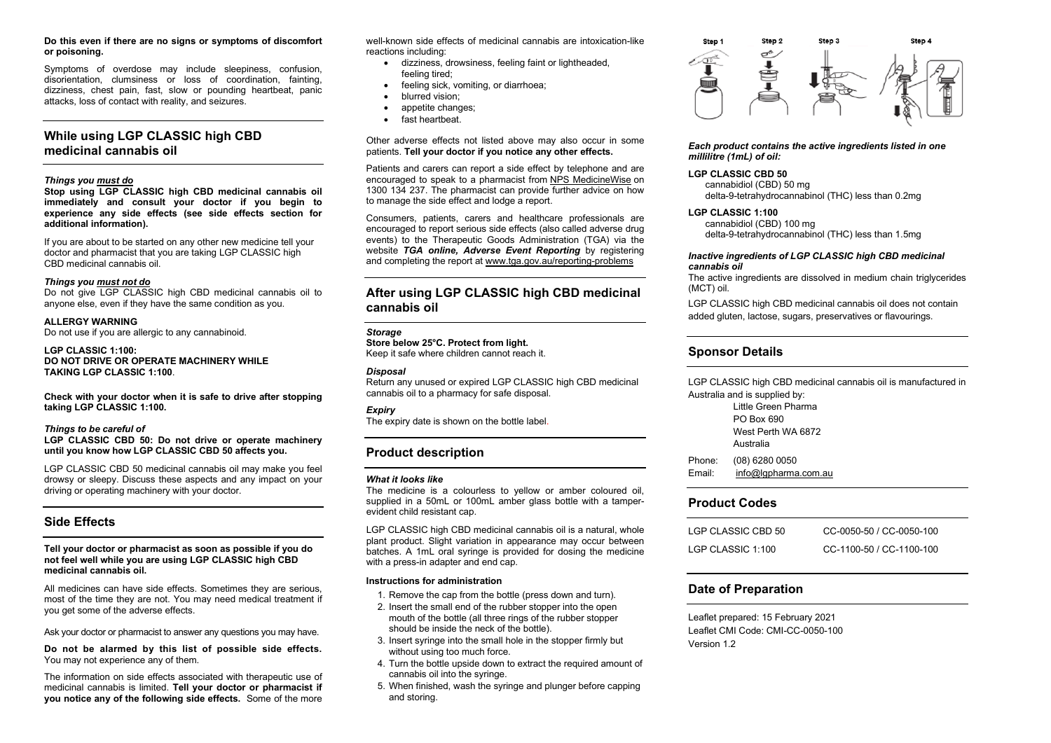**Do this even if there are no signs or symptoms of discomfort or poisoning.**

Symptoms of overdose may include sleepiness, confusion, disorientation, clumsiness or loss of coordination, fainting, dizziness, chest pain, fast, slow or pounding heartbeat, panic attacks, loss of contact with reality, and seizures.

## While using LGP CLASSIC high CBD medicinal cannabis oil

### *Things you must do*

**Stop using LGP CLASSIC high CBD medicinal cannabis oil immediately and consult your doctor if you begin to experience any side effects (see side effects section for additional information).**

If you are about to be started on any other new medicine tell your doctor and pharmacist that you are taking LGP CLASSIC high CBD medicinal cannabis oil.

### *Things you must not do*

Do not give LGP CLASSIC high CBD medicinal cannabis oil to anyone else, even if they have the same condition as you.

**ALLERGY WARNING**

Do not use if you are allergic to any cannabinoid.

**LGP CLASSIC 1:100:**
**DO NOT DRIVE OR OPERATE MACHINERY WHILE TAKING LGP CLASSIC 1:100**.

**Check with your doctor when it is safe to drive after stopping taking LGP CLASSIC 1:100.**

### *Things to be careful of*

**LGP CLASSIC CBD 50: Do not drive or operate machinery until you know how LGP CLASSIC CBD 50 affects you.**

LGP CLASSIC CBD 50 medicinal cannabis oil may make you feel drowsy or sleepy. Discuss these aspects and any impact on your driving or operating machinery with your doctor.

## Side Effects

**Tell your doctor or pharmacist as soon as possible if you do not feel well while you are using LGP CLASSIC high CBD medicinal cannabis oil.**

All medicines can have side effects. Sometimes they are serious, most of the time they are not. You may need medical treatment if you get some of the adverse effects.

Ask your doctor or pharmacist to answer any questions you may have.

**Do not be alarmed by this list of possible side effects.** You may not experience any of them.

The information on side effects associated with therapeutic use of medicinal cannabis is limited. **Tell your doctor or pharmacist if you notice any of the following side effects.** Some of the more well-known side effects of medicinal cannabis are intoxication-like reactions including:

- dizziness, drowsiness, feeling faint or lightheaded, feeling tired;
- feeling sick, vomiting, or diarrhoea;
- blurred vision;
- appetite changes;
- fast heartbeat.

Other adverse effects not listed above may also occur in some patients. **Tell your doctor if you notice any other effects.**

Patients and carers can report a side effect by telephone and are encouraged to speak to a pharmacist from NPS MedicineWise on 1300 134 237. The pharmacist can provide further advice on how to manage the side effect and lodge a report.

Consumers, patients, carers and healthcare professionals are encouraged to report serious side effects (also called adverse drug events) to the Therapeutic Goods Administration (TGA) via the website ***TGA online, Adverse Event Reporting*** by registering and completing the report at www.tga.gov.au/reporting-problems

## After using LGP CLASSIC high CBD medicinal cannabis oil

### *Storage*

**Store below 25°C. Protect from light.**
Keep it safe where children cannot reach it.

### *Disposal*

Return any unused or expired LGP CLASSIC high CBD medicinal cannabis oil to a pharmacy for safe disposal.

### *Expiry*

The expiry date is shown on the bottle label.

## Product description

### *What it looks like*

The medicine is a colourless to yellow or amber coloured oil, supplied in a 50mL or 100mL amber glass bottle with a tamper-evident child resistant cap.

LGP CLASSIC high CBD medicinal cannabis oil is a natural, whole plant product. Slight variation in appearance may occur between batches. A 1mL oral syringe is provided for dosing the medicine with a press-in adapter and end cap.

**Instructions for administration**

1. Remove the cap from the bottle (press down and turn).
2. Insert the small end of the rubber stopper into the open mouth of the bottle (all three rings of the rubber stopper should be inside the neck of the bottle).
3. Insert syringe into the small hole in the stopper firmly but without using too much force.
4. Turn the bottle upside down to extract the required amount of cannabis oil into the syringe.
5. When finished, wash the syringe and plunger before capping and storing.

Step 1 Step 2 Step 3 Step 4

***Each product contains the active ingredients listed in one millilitre (1mL) of oil:***

**LGP CLASSIC CBD 50**
cannabidiol (CBD) 50 mg
delta-9-tetrahydrocannabinol (THC) less than 0.2mg

**LGP CLASSIC 1:100**
cannabidiol (CBD) 100 mg
delta-9-tetrahydrocannabinol (THC) less than 1.5mg

***Inactive ingredients of LGP CLASSIC high CBD medicinal cannabis oil***

The active ingredients are dissolved in medium chain triglycerides (MCT) oil.

LGP CLASSIC high CBD medicinal cannabis oil does not contain added gluten, lactose, sugars, preservatives or flavourings.

## Sponsor Details

LGP CLASSIC high CBD medicinal cannabis oil is manufactured in Australia and is supplied by:

Little Green Pharma
PO Box 690
West Perth WA 6872
Australia

Phone: (08) 6280 0050
Email: info@lgpharma.com.au

## Product Codes

| | |
|---|---|
| LGP CLASSIC CBD 50 | CC-0050-50 / CC-0050-100 |
| LGP CLASSIC 1:100 | CC-1100-50 / CC-1100-100 |

## Date of Preparation

Leaflet prepared: 15 February 2021
Leaflet CMI Code: CMI-CC-0050-100
Version 1.2